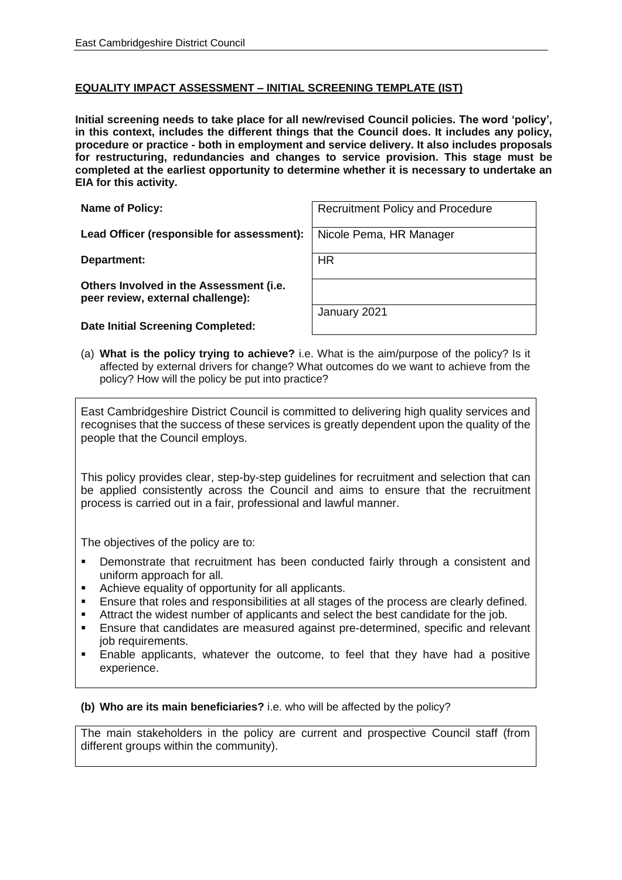**EQUALITY IMPACT ASSESSMENT – INITIAL SCREENING TEMPLATE (IST)**

**Initial screening needs to take place for all new/revised Council policies. The word 'policy', in this context, includes the different things that the Council does. It includes any policy, procedure or practice - both in employment and service delivery. It also includes proposals for restructuring, redundancies and changes to service provision. This stage must be completed at the earliest opportunity to determine whether it is necessary to undertake an EIA for this activity.**

| | |
|---|---|
| **Name of Policy:** | Recruitment Policy and Procedure |
| **Lead Officer (responsible for assessment):** | Nicole Pema, HR Manager |
| **Department:** | HR |
| **Others Involved in the Assessment (i.e. peer review, external challenge):** | |
| **Date Initial Screening Completed:** | January 2021 |

(a) **What is the policy trying to achieve?** i.e. What is the aim/purpose of the policy? Is it affected by external drivers for change? What outcomes do we want to achieve from the policy? How will the policy be put into practice?

East Cambridgeshire District Council is committed to delivering high quality services and recognises that the success of these services is greatly dependent upon the quality of the people that the Council employs.

This policy provides clear, step-by-step guidelines for recruitment and selection that can be applied consistently across the Council and aims to ensure that the recruitment process is carried out in a fair, professional and lawful manner.

The objectives of the policy are to:

- Demonstrate that recruitment has been conducted fairly through a consistent and uniform approach for all.
- Achieve equality of opportunity for all applicants.
- Ensure that roles and responsibilities at all stages of the process are clearly defined.
- Attract the widest number of applicants and select the best candidate for the job.
- Ensure that candidates are measured against pre-determined, specific and relevant job requirements.
- Enable applicants, whatever the outcome, to feel that they have had a positive experience.

**(b) Who are its main beneficiaries?** i.e. who will be affected by the policy?

The main stakeholders in the policy are current and prospective Council staff (from different groups within the community).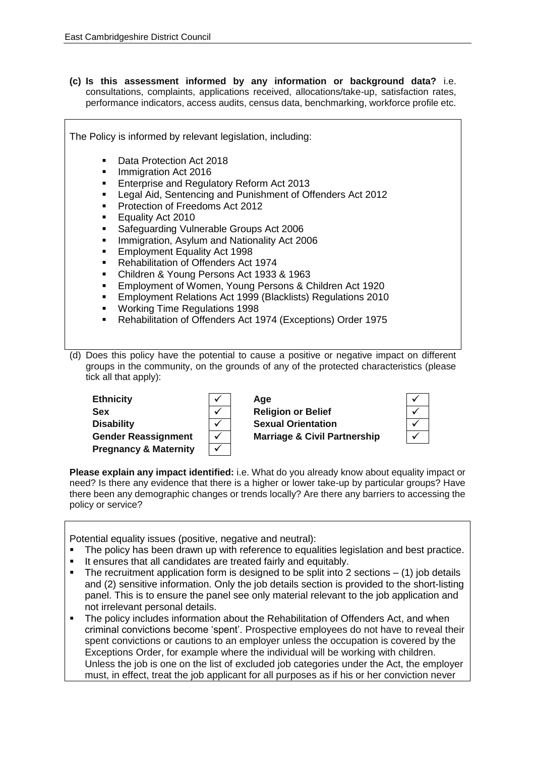**(c) Is this assessment informed by any information or background data?** i.e. consultations, complaints, applications received, allocations/take-up, satisfaction rates, performance indicators, access audits, census data, benchmarking, workforce profile etc.

The Policy is informed by relevant legislation, including:

- Data Protection Act 2018
- Immigration Act 2016
- Enterprise and Regulatory Reform Act 2013
- Legal Aid, Sentencing and Punishment of Offenders Act 2012
- Protection of Freedoms Act 2012
- Equality Act 2010
- Safeguarding Vulnerable Groups Act 2006
- Immigration, Asylum and Nationality Act 2006
- Employment Equality Act 1998
- Rehabilitation of Offenders Act 1974
- Children & Young Persons Act 1933 & 1963
- Employment of Women, Young Persons & Children Act 1920
- Employment Relations Act 1999 (Blacklists) Regulations 2010
- Working Time Regulations 1998
- Rehabilitation of Offenders Act 1974 (Exceptions) Order 1975

(d) Does this policy have the potential to cause a positive or negative impact on different groups in the community, on the grounds of any of the protected characteristics (please tick all that apply):

| | | | |
|---|---|---|---|
| **Ethnicity** | ✓ | **Age** | ✓ |
| **Sex** | ✓ | **Religion or Belief** | ✓ |
| **Disability** | ✓ | **Sexual Orientation** | ✓ |
| **Gender Reassignment** | ✓ | **Marriage & Civil Partnership** | ✓ |
| **Pregnancy & Maternity** | ✓ | | |

**Please explain any impact identified:** i.e. What do you already know about equality impact or need? Is there any evidence that there is a higher or lower take-up by particular groups? Have there been any demographic changes or trends locally? Are there any barriers to accessing the policy or service?

Potential equality issues (positive, negative and neutral):

- The policy has been drawn up with reference to equalities legislation and best practice.
- It ensures that all candidates are treated fairly and equitably.
- The recruitment application form is designed to be split into 2 sections – (1) job details and (2) sensitive information. Only the job details section is provided to the short-listing panel. This is to ensure the panel see only material relevant to the job application and not irrelevant personal details.
- The policy includes information about the Rehabilitation of Offenders Act, and when criminal convictions become 'spent'. Prospective employees do not have to reveal their spent convictions or cautions to an employer unless the occupation is covered by the Exceptions Order, for example where the individual will be working with children. Unless the job is one on the list of excluded job categories under the Act, the employer must, in effect, treat the job applicant for all purposes as if his or her conviction never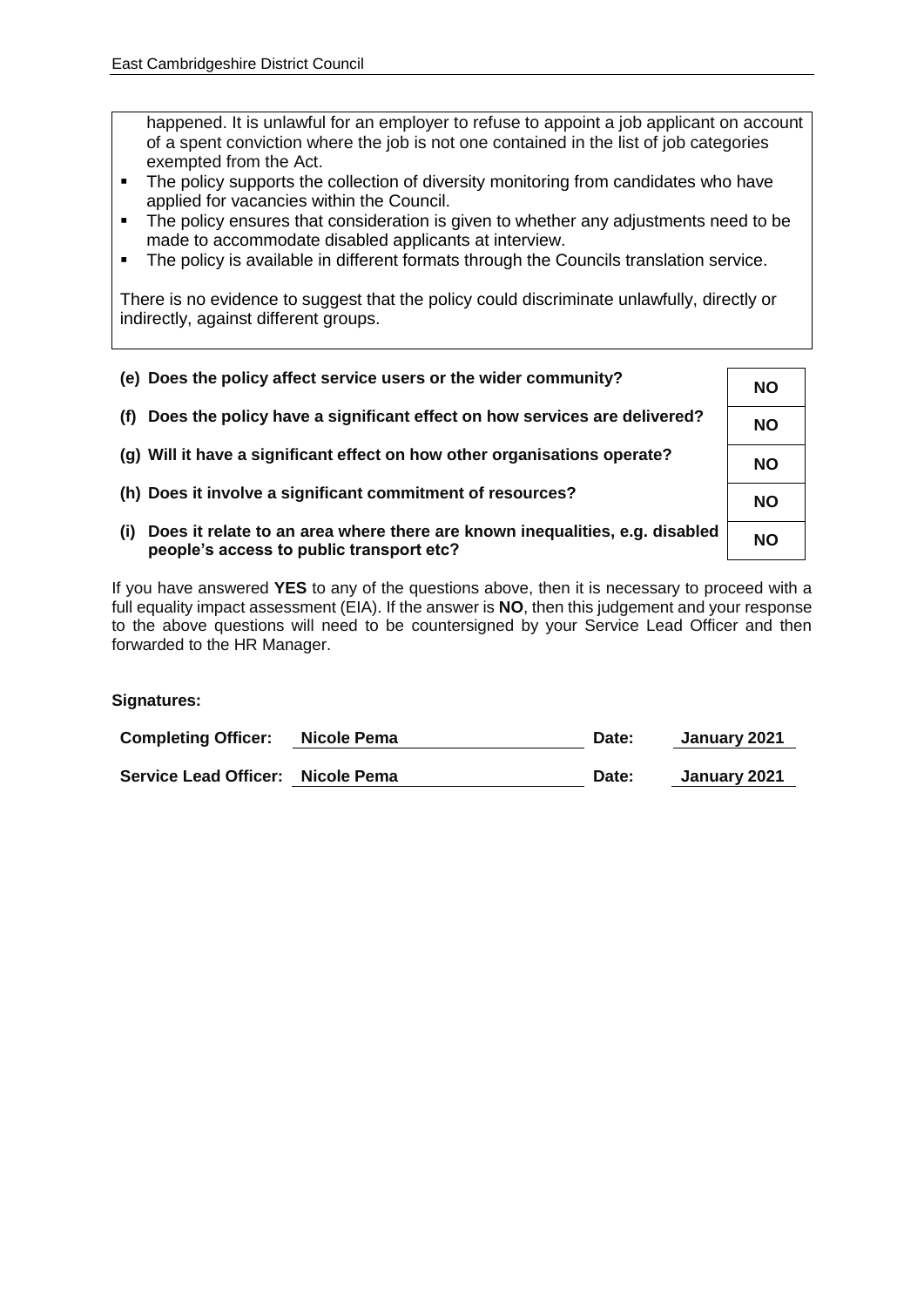happened. It is unlawful for an employer to refuse to appoint a job applicant on account of a spent conviction where the job is not one contained in the list of job categories exempted from the Act.

- The policy supports the collection of diversity monitoring from candidates who have applied for vacancies within the Council.
- The policy ensures that consideration is given to whether any adjustments need to be made to accommodate disabled applicants at interview.
- The policy is available in different formats through the Councils translation service.

There is no evidence to suggest that the policy could discriminate unlawfully, directly or indirectly, against different groups.

| | |
|---|---|
| **(e) Does the policy affect service users or the wider community?** | **NO** |
| **(f) Does the policy have a significant effect on how services are delivered?** | **NO** |
| **(g) Will it have a significant effect on how other organisations operate?** | **NO** |
| **(h) Does it involve a significant commitment of resources?** | **NO** |
| **(i) Does it relate to an area where there are known inequalities, e.g. disabled people's access to public transport etc?** | **NO** |

If you have answered **YES** to any of the questions above, then it is necessary to proceed with a full equality impact assessment (EIA). If the answer is **NO**, then this judgement and your response to the above questions will need to be countersigned by your Service Lead Officer and then forwarded to the HR Manager.

**Signatures:**

| | | | |
|---|---|---|---|
| **Completing Officer:** | **Nicole Pema** | **Date:** | **January 2021** |
| **Service Lead Officer:** | **Nicole Pema** | **Date:** | **January 2021** |